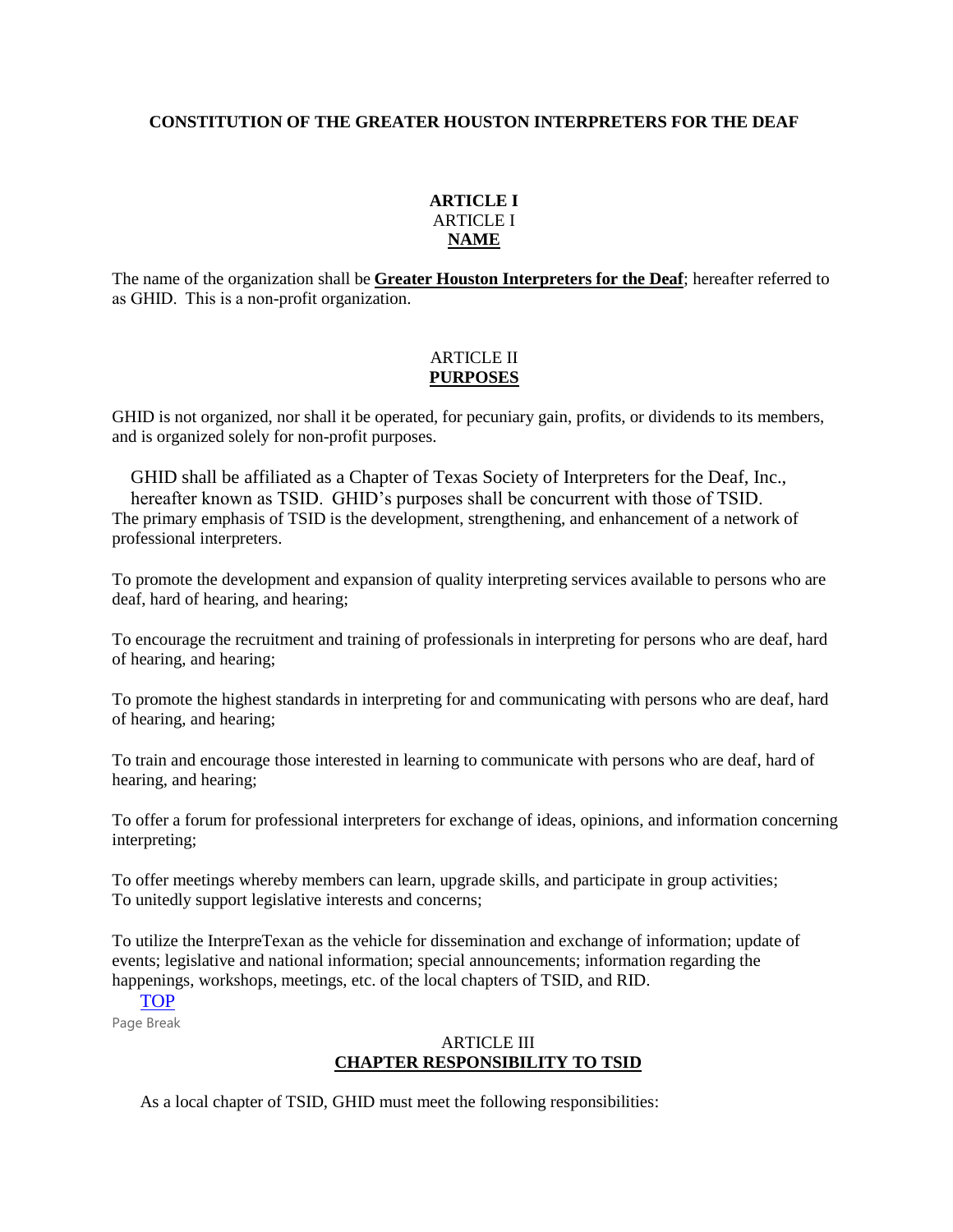# CONSTITUTION OF THE GREATER HOUSTON INTERPRETERS FOR THE DEAF

## ARTICLE I
ARTICLE I
**NAME**

The name of the organization shall be **Greater Houston Interpreters for the Deaf**; hereafter referred to as GHID. This is a non-profit organization.

## ARTICLE II
**PURPOSES**

GHID is not organized, nor shall it be operated, for pecuniary gain, profits, or dividends to its members, and is organized solely for non-profit purposes.

GHID shall be affiliated as a Chapter of Texas Society of Interpreters for the Deaf, Inc., hereafter known as TSID. GHID's purposes shall be concurrent with those of TSID.
The primary emphasis of TSID is the development, strengthening, and enhancement of a network of professional interpreters.

To promote the development and expansion of quality interpreting services available to persons who are deaf, hard of hearing, and hearing;

To encourage the recruitment and training of professionals in interpreting for persons who are deaf, hard of hearing, and hearing;

To promote the highest standards in interpreting for and communicating with persons who are deaf, hard of hearing, and hearing;

To train and encourage those interested in learning to communicate with persons who are deaf, hard of hearing, and hearing;

To offer a forum for professional interpreters for exchange of ideas, opinions, and information concerning interpreting;

To offer meetings whereby members can learn, upgrade skills, and participate in group activities;
To unitedly support legislative interests and concerns;

To utilize the InterpreTexan as the vehicle for dissemination and exchange of information; update of events; legislative and national information; special announcements; information regarding the happenings, workshops, meetings, etc. of the local chapters of TSID, and RID.

TOP

## ARTICLE III
**CHAPTER RESPONSIBILITY TO TSID**

As a local chapter of TSID, GHID must meet the following responsibilities: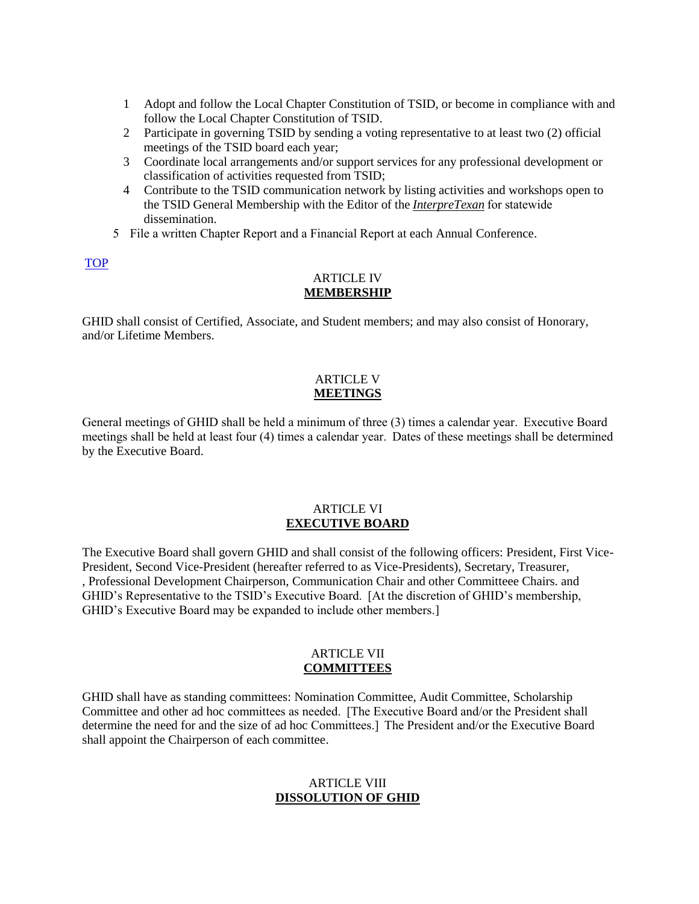1. Adopt and follow the Local Chapter Constitution of TSID, or become in compliance with and follow the Local Chapter Constitution of TSID.
2. Participate in governing TSID by sending a voting representative to at least two (2) official meetings of the TSID board each year;
3. Coordinate local arrangements and/or support services for any professional development or classification of activities requested from TSID;
4. Contribute to the TSID communication network by listing activities and workshops open to the TSID General Membership with the Editor of the ***InterpreTexan*** for statewide dissemination.
5. File a written Chapter Report and a Financial Report at each Annual Conference.

TOP

## ARTICLE IV
## MEMBERSHIP

GHID shall consist of Certified, Associate, and Student members; and may also consist of Honorary, and/or Lifetime Members.

## ARTICLE V
## MEETINGS

General meetings of GHID shall be held a minimum of three (3) times a calendar year. Executive Board meetings shall be held at least four (4) times a calendar year. Dates of these meetings shall be determined by the Executive Board.

## ARTICLE VI
## EXECUTIVE BOARD

The Executive Board shall govern GHID and shall consist of the following officers: President, First Vice-President, Second Vice-President (hereafter referred to as Vice-Presidents), Secretary, Treasurer, , Professional Development Chairperson, Communication Chair and other Committeee Chairs. and GHID's Representative to the TSID's Executive Board. [At the discretion of GHID's membership, GHID's Executive Board may be expanded to include other members.]

## ARTICLE VII
## COMMITTEES

GHID shall have as standing committees: Nomination Committee, Audit Committee, Scholarship Committee and other ad hoc committees as needed. [The Executive Board and/or the President shall determine the need for and the size of ad hoc Committees.] The President and/or the Executive Board shall appoint the Chairperson of each committee.

## ARTICLE VIII
## DISSOLUTION OF GHID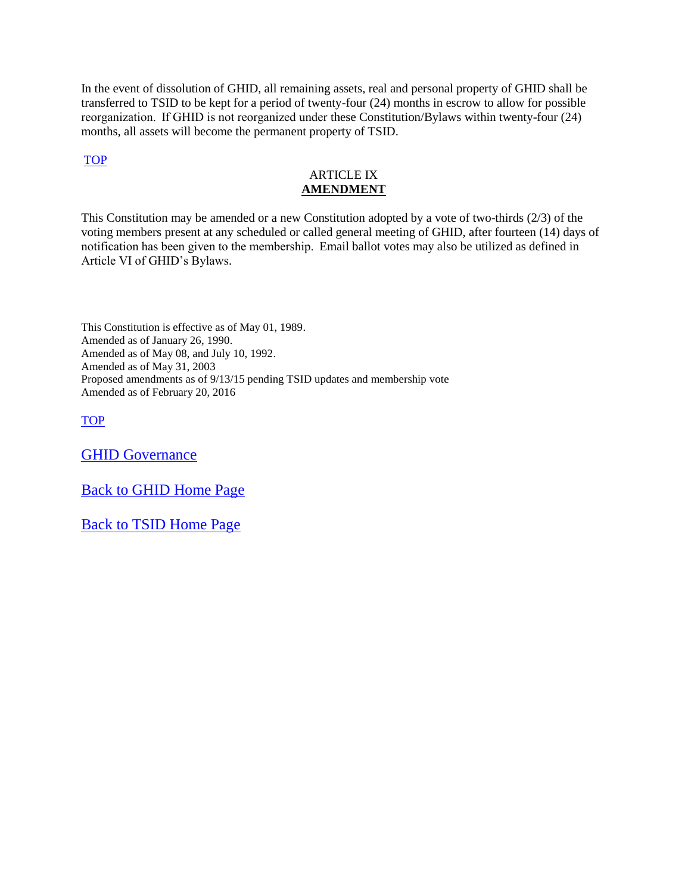In the event of dissolution of GHID, all remaining assets, real and personal property of GHID shall be transferred to TSID to be kept for a period of twenty-four (24) months in escrow to allow for possible reorganization. If GHID is not reorganized under these Constitution/Bylaws within twenty-four (24) months, all assets will become the permanent property of TSID.

TOP

## ARTICLE IX
## AMENDMENT

This Constitution may be amended or a new Constitution adopted by a vote of two-thirds (2/3) of the voting members present at any scheduled or called general meeting of GHID, after fourteen (14) days of notification has been given to the membership. Email ballot votes may also be utilized as defined in Article VI of GHID's Bylaws.

This Constitution is effective as of May 01, 1989.
Amended as of January 26, 1990.
Amended as of May 08, and July 10, 1992.
Amended as of May 31, 2003
Proposed amendments as of 9/13/15 pending TSID updates and membership vote
Amended as of February 20, 2016

TOP

GHID Governance

Back to GHID Home Page

Back to TSID Home Page